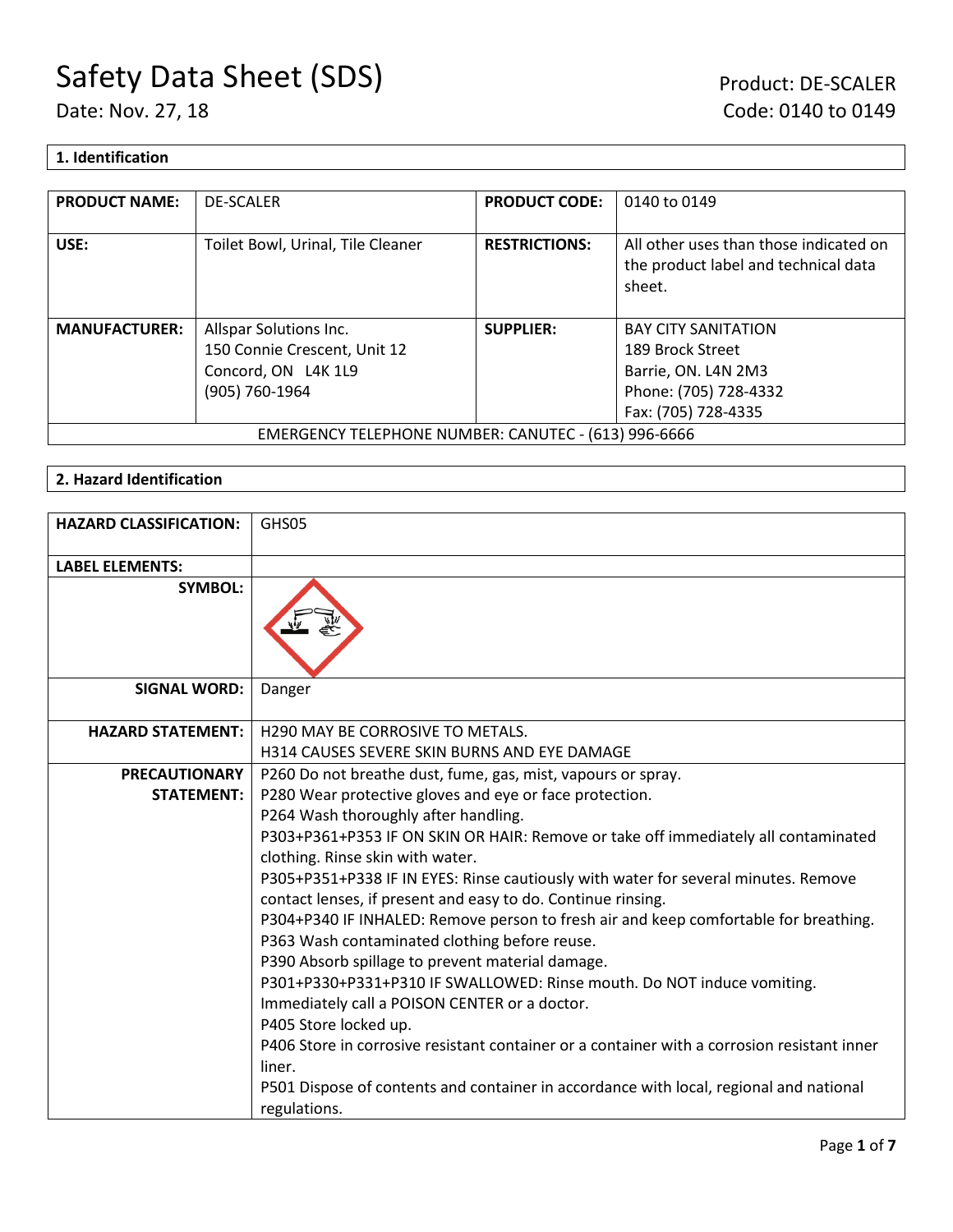# Safety Data Sheet (SDS)

Date: Nov. 27, 18

Product: DE-SCALER
Code: 0140 to 0149

## 1. Identification

| PRODUCT NAME: | DE-SCALER | PRODUCT CODE: | 0140 to 0149 |
|---|---|---|---|
| USE: | Toilet Bowl, Urinal, Tile Cleaner | RESTRICTIONS: | All other uses than those indicated on the product label and technical data sheet. |
| MANUFACTURER: | Allspar Solutions Inc.<br>150 Connie Crescent, Unit 12<br>Concord, ON L4K 1L9<br>(905) 760-1964 | SUPPLIER: | BAY CITY SANITATION<br>189 Brock Street<br>Barrie, ON. L4N 2M3<br>Phone: (705) 728-4332<br>Fax: (705) 728-4335 |
| EMERGENCY TELEPHONE NUMBER: CANUTEC - (613) 996-6666 | | | |

## 2. Hazard Identification

| HAZARD CLASSIFICATION: | GHS05 |
|---|---|
| LABEL ELEMENTS: | |
| SYMBOL: | |
| SIGNAL WORD: | Danger |
| HAZARD STATEMENT: | H290 MAY BE CORROSIVE TO METALS.<br>H314 CAUSES SEVERE SKIN BURNS AND EYE DAMAGE |
| PRECAUTIONARY STATEMENT: | P260 Do not breathe dust, fume, gas, mist, vapours or spray.<br>P280 Wear protective gloves and eye or face protection.<br>P264 Wash thoroughly after handling.<br>P303+P361+P353 IF ON SKIN OR HAIR: Remove or take off immediately all contaminated clothing. Rinse skin with water.<br>P305+P351+P338 IF IN EYES: Rinse cautiously with water for several minutes. Remove contact lenses, if present and easy to do. Continue rinsing.<br>P304+P340 IF INHALED: Remove person to fresh air and keep comfortable for breathing.<br>P363 Wash contaminated clothing before reuse.<br>P390 Absorb spillage to prevent material damage.<br>P301+P330+P331+P310 IF SWALLOWED: Rinse mouth. Do NOT induce vomiting. Immediately call a POISON CENTER or a doctor.<br>P405 Store locked up.<br>P406 Store in corrosive resistant container or a container with a corrosion resistant inner liner.<br>P501 Dispose of contents and container in accordance with local, regional and national regulations. |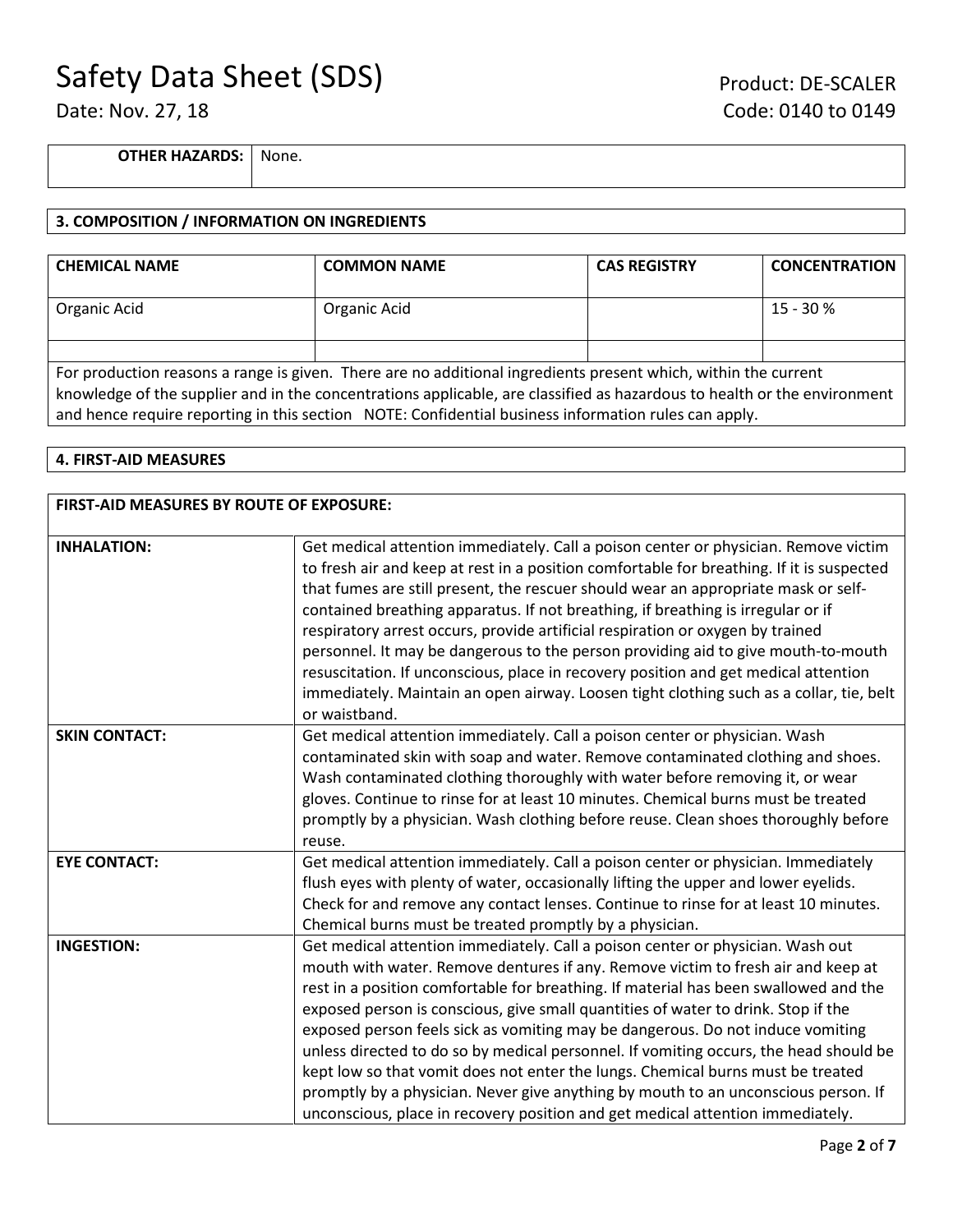| **OTHER HAZARDS:** | None. |
| --- | --- |

## 3. COMPOSITION / INFORMATION ON INGREDIENTS

| CHEMICAL NAME | COMMON NAME | CAS REGISTRY | CONCENTRATION |
| --- | --- | --- | --- |
| Organic Acid | Organic Acid | | 15 - 30 % |
| | | | |

For production reasons a range is given. There are no additional ingredients present which, within the current knowledge of the supplier and in the concentrations applicable, are classified as hazardous to health or the environment and hence require reporting in this section NOTE: Confidential business information rules can apply.

## 4. FIRST-AID MEASURES

| FIRST-AID MEASURES BY ROUTE OF EXPOSURE: | |
| --- | --- |
| **INHALATION:** | Get medical attention immediately. Call a poison center or physician. Remove victim to fresh air and keep at rest in a position comfortable for breathing. If it is suspected that fumes are still present, the rescuer should wear an appropriate mask or self-contained breathing apparatus. If not breathing, if breathing is irregular or if respiratory arrest occurs, provide artificial respiration or oxygen by trained personnel. It may be dangerous to the person providing aid to give mouth-to-mouth resuscitation. If unconscious, place in recovery position and get medical attention immediately. Maintain an open airway. Loosen tight clothing such as a collar, tie, belt or waistband. |
| **SKIN CONTACT:** | Get medical attention immediately. Call a poison center or physician. Wash contaminated skin with soap and water. Remove contaminated clothing and shoes. Wash contaminated clothing thoroughly with water before removing it, or wear gloves. Continue to rinse for at least 10 minutes. Chemical burns must be treated promptly by a physician. Wash clothing before reuse. Clean shoes thoroughly before reuse. |
| **EYE CONTACT:** | Get medical attention immediately. Call a poison center or physician. Immediately flush eyes with plenty of water, occasionally lifting the upper and lower eyelids. Check for and remove any contact lenses. Continue to rinse for at least 10 minutes. Chemical burns must be treated promptly by a physician. |
| **INGESTION:** | Get medical attention immediately. Call a poison center or physician. Wash out mouth with water. Remove dentures if any. Remove victim to fresh air and keep at rest in a position comfortable for breathing. If material has been swallowed and the exposed person is conscious, give small quantities of water to drink. Stop if the exposed person feels sick as vomiting may be dangerous. Do not induce vomiting unless directed to do so by medical personnel. If vomiting occurs, the head should be kept low so that vomit does not enter the lungs. Chemical burns must be treated promptly by a physician. Never give anything by mouth to an unconscious person. If unconscious, place in recovery position and get medical attention immediately. |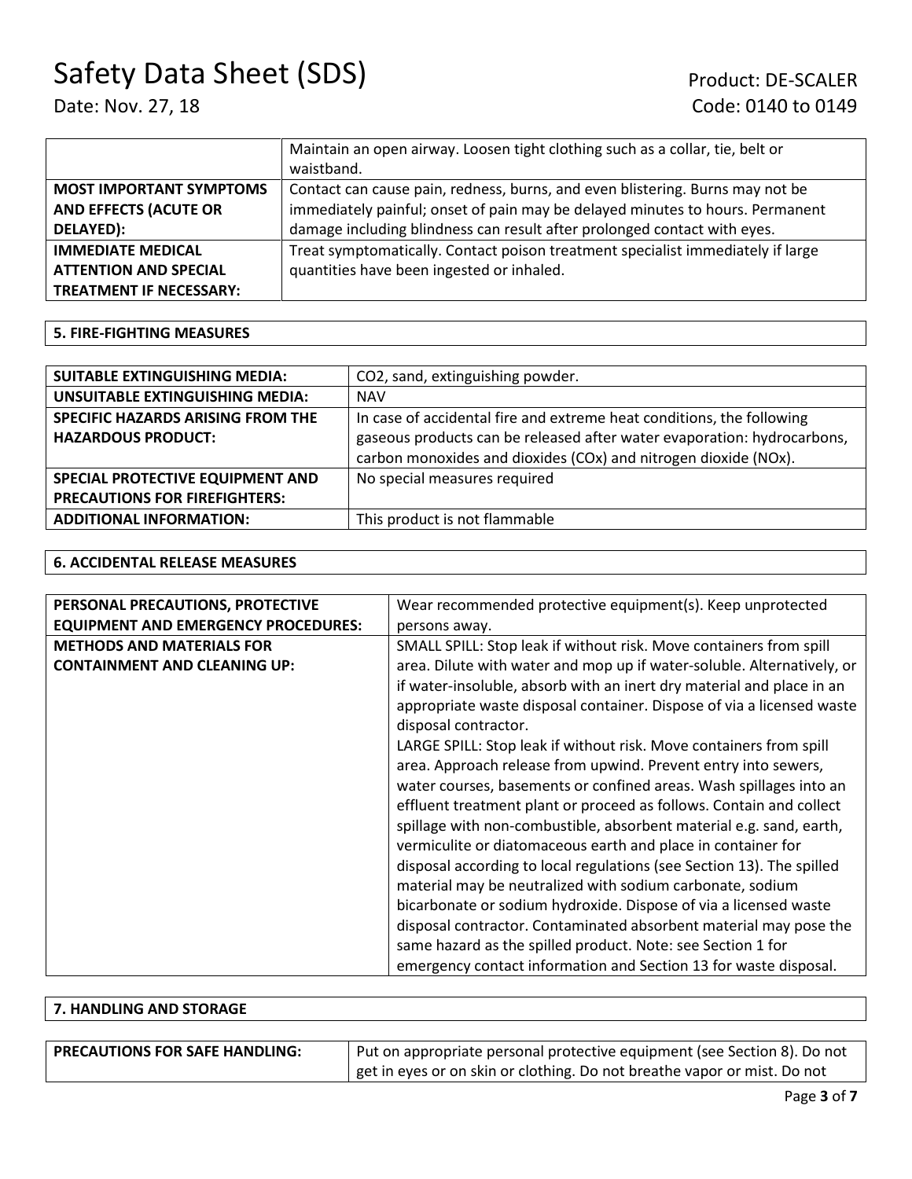| | |
|---|---|
| | Maintain an open airway. Loosen tight clothing such as a collar, tie, belt or waistband. |
| **MOST IMPORTANT SYMPTOMS AND EFFECTS (ACUTE OR DELAYED):** | Contact can cause pain, redness, burns, and even blistering. Burns may not be immediately painful; onset of pain may be delayed minutes to hours. Permanent damage including blindness can result after prolonged contact with eyes. |
| **IMMEDIATE MEDICAL ATTENTION AND SPECIAL TREATMENT IF NECESSARY:** | Treat symptomatically. Contact poison treatment specialist immediately if large quantities have been ingested or inhaled. |

## 5. FIRE-FIGHTING MEASURES

| | |
|---|---|
| **SUITABLE EXTINGUISHING MEDIA:** | $CO_2$, sand, extinguishing powder. |
| **UNSUITABLE EXTINGUISHING MEDIA:** | NAV |
| **SPECIFIC HAZARDS ARISING FROM THE HAZARDOUS PRODUCT:** | In case of accidental fire and extreme heat conditions, the following gaseous products can be released after water evaporation: hydrocarbons, carbon monoxides and dioxides ($CO_x$) and nitrogen dioxide ($NO_x$). |
| **SPECIAL PROTECTIVE EQUIPMENT AND PRECAUTIONS FOR FIREFIGHTERS:** | No special measures required |
| **ADDITIONAL INFORMATION:** | This product is not flammable |

## 6. ACCIDENTAL RELEASE MEASURES

| | |
|---|---|
| **PERSONAL PRECAUTIONS, PROTECTIVE EQUIPMENT AND EMERGENCY PROCEDURES:** | Wear recommended protective equipment(s). Keep unprotected persons away. |
| **METHODS AND MATERIALS FOR CONTAINMENT AND CLEANING UP:** | SMALL SPILL: Stop leak if without risk. Move containers from spill area. Dilute with water and mop up if water-soluble. Alternatively, or if water-insoluble, absorb with an inert dry material and place in an appropriate waste disposal container. Dispose of via a licensed waste disposal contractor.<br>LARGE SPILL: Stop leak if without risk. Move containers from spill area. Approach release from upwind. Prevent entry into sewers, water courses, basements or confined areas. Wash spillages into an effluent treatment plant or proceed as follows. Contain and collect spillage with non-combustible, absorbent material e.g. sand, earth, vermiculite or diatomaceous earth and place in container for disposal according to local regulations (see Section 13). The spilled material may be neutralized with sodium carbonate, sodium bicarbonate or sodium hydroxide. Dispose of via a licensed waste disposal contractor. Contaminated absorbent material may pose the same hazard as the spilled product. Note: see Section 1 for emergency contact information and Section 13 for waste disposal. |

## 7. HANDLING AND STORAGE

| | |
|---|---|
| **PRECAUTIONS FOR SAFE HANDLING:** | Put on appropriate personal protective equipment (see Section 8). Do not get in eyes or on skin or clothing. Do not breathe vapor or mist. Do not |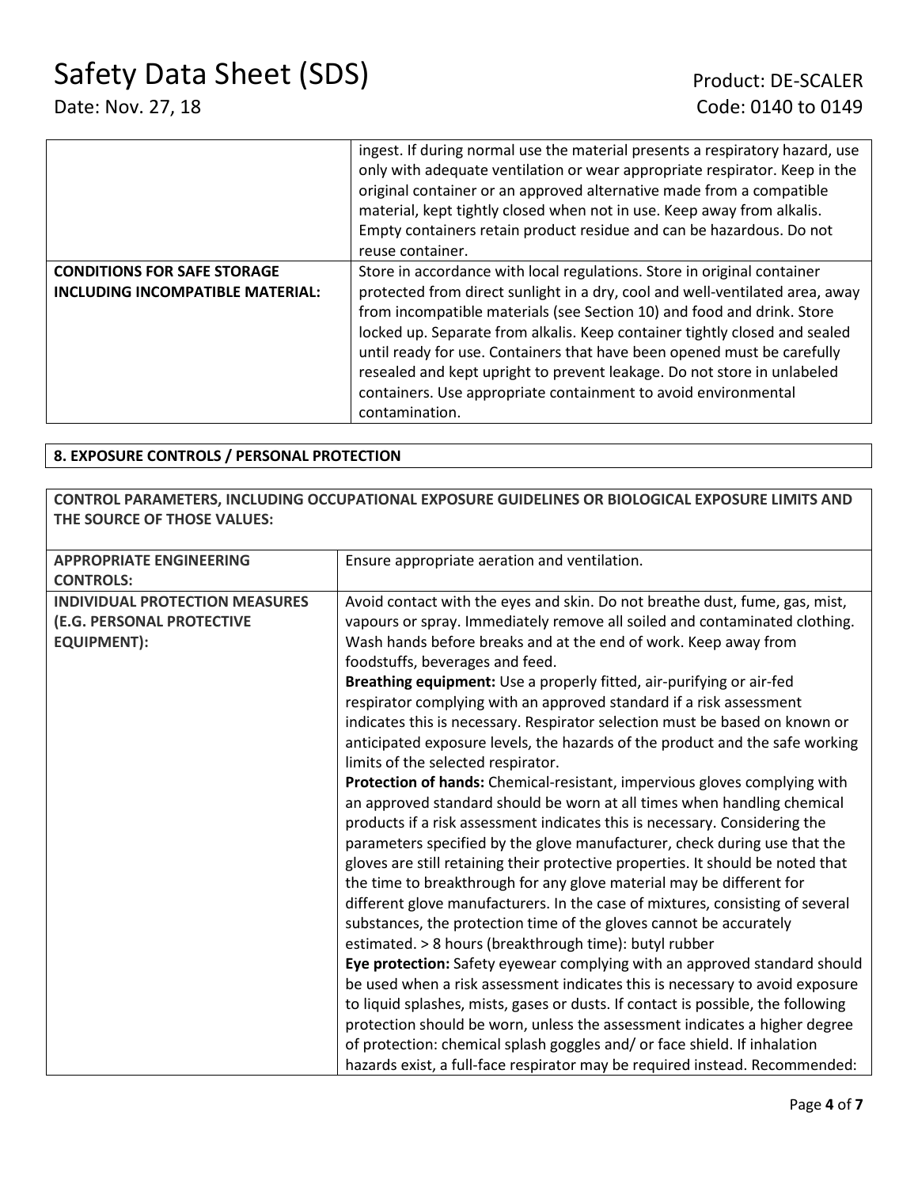| | |
|---|---|
| | ingest. If during normal use the material presents a respiratory hazard, use only with adequate ventilation or wear appropriate respirator. Keep in the original container or an approved alternative made from a compatible material, kept tightly closed when not in use. Keep away from alkalis. Empty containers retain product residue and can be hazardous. Do not reuse container. |
| **CONDITIONS FOR SAFE STORAGE INCLUDING INCOMPATIBLE MATERIAL:** | Store in accordance with local regulations. Store in original container protected from direct sunlight in a dry, cool and well-ventilated area, away from incompatible materials (see Section 10) and food and drink. Store locked up. Separate from alkalis. Keep container tightly closed and sealed until ready for use. Containers that have been opened must be carefully resealed and kept upright to prevent leakage. Do not store in unlabeled containers. Use appropriate containment to avoid environmental contamination. |

## 8. EXPOSURE CONTROLS / PERSONAL PROTECTION

**CONTROL PARAMETERS, INCLUDING OCCUPATIONAL EXPOSURE GUIDELINES OR BIOLOGICAL EXPOSURE LIMITS AND THE SOURCE OF THOSE VALUES:**

| | |
|---|---|
| **APPROPRIATE ENGINEERING CONTROLS:** | Ensure appropriate aeration and ventilation. |
| **INDIVIDUAL PROTECTION MEASURES (E.G. PERSONAL PROTECTIVE EQUIPMENT):** | Avoid contact with the eyes and skin. Do not breathe dust, fume, gas, mist, vapours or spray. Immediately remove all soiled and contaminated clothing. Wash hands before breaks and at the end of work. Keep away from foodstuffs, beverages and feed.<br>**Breathing equipment:** Use a properly fitted, air-purifying or air-fed respirator complying with an approved standard if a risk assessment indicates this is necessary. Respirator selection must be based on known or anticipated exposure levels, the hazards of the product and the safe working limits of the selected respirator.<br>**Protection of hands:** Chemical-resistant, impervious gloves complying with an approved standard should be worn at all times when handling chemical products if a risk assessment indicates this is necessary. Considering the parameters specified by the glove manufacturer, check during use that the gloves are still retaining their protective properties. It should be noted that the time to breakthrough for any glove material may be different for different glove manufacturers. In the case of mixtures, consisting of several substances, the protection time of the gloves cannot be accurately estimated. > 8 hours (breakthrough time): butyl rubber<br>**Eye protection:** Safety eyewear complying with an approved standard should be used when a risk assessment indicates this is necessary to avoid exposure to liquid splashes, mists, gases or dusts. If contact is possible, the following protection should be worn, unless the assessment indicates a higher degree of protection: chemical splash goggles and/ or face shield. If inhalation hazards exist, a full-face respirator may be required instead. Recommended: |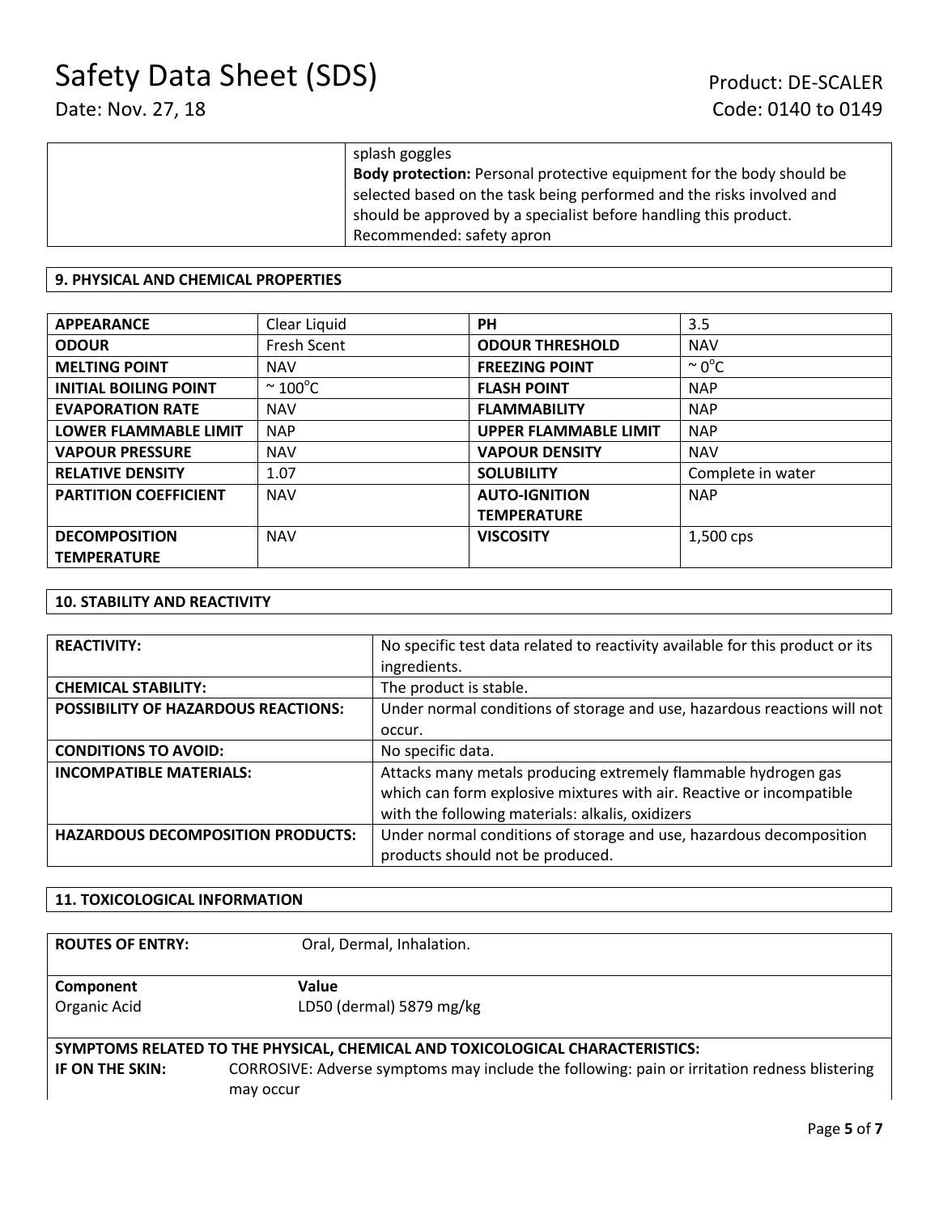| | splash goggles<br>**Body protection:** Personal protective equipment for the body should be selected based on the task being performed and the risks involved and should be approved by a specialist before handling this product.<br>Recommended: safety apron |
|---|---|

## 9. PHYSICAL AND CHEMICAL PROPERTIES

| | | | |
|---|---|---|---|
| **APPEARANCE** | Clear Liquid | **PH** | 3.5 |
| **ODOUR** | Fresh Scent | **ODOUR THRESHOLD** | NAV |
| **MELTING POINT** | NAV | **FREEZING POINT** | ~ 0°C |
| **INITIAL BOILING POINT** | ~ 100°C | **FLASH POINT** | NAP |
| **EVAPORATION RATE** | NAV | **FLAMMABILITY** | NAP |
| **LOWER FLAMMABLE LIMIT** | NAP | **UPPER FLAMMABLE LIMIT** | NAP |
| **VAPOUR PRESSURE** | NAV | **VAPOUR DENSITY** | NAV |
| **RELATIVE DENSITY** | 1.07 | **SOLUBILITY** | Complete in water |
| **PARTITION COEFFICIENT** | NAV | **AUTO-IGNITION TEMPERATURE** | NAP |
| **DECOMPOSITION TEMPERATURE** | NAV | **VISCOSITY** | 1,500 cps |

## 10. STABILITY AND REACTIVITY

| | |
|---|---|
| **REACTIVITY:** | No specific test data related to reactivity available for this product or its ingredients. |
| **CHEMICAL STABILITY:** | The product is stable. |
| **POSSIBILITY OF HAZARDOUS REACTIONS:** | Under normal conditions of storage and use, hazardous reactions will not occur. |
| **CONDITIONS TO AVOID:** | No specific data. |
| **INCOMPATIBLE MATERIALS:** | Attacks many metals producing extremely flammable hydrogen gas which can form explosive mixtures with air. Reactive or incompatible with the following materials: alkalis, oxidizers |
| **HAZARDOUS DECOMPOSITION PRODUCTS:** | Under normal conditions of storage and use, hazardous decomposition products should not be produced. |

## 11. TOXICOLOGICAL INFORMATION

**ROUTES OF ENTRY:** Oral, Dermal, Inhalation.

| **Component** | **Value** |
|---|---|
| Organic Acid | LD50 (dermal) 5879 mg/kg |

**SYMPTOMS RELATED TO THE PHYSICAL, CHEMICAL AND TOXICOLOGICAL CHARACTERISTICS:**

**IF ON THE SKIN:** CORROSIVE: Adverse symptoms may include the following: pain or irritation redness blistering may occur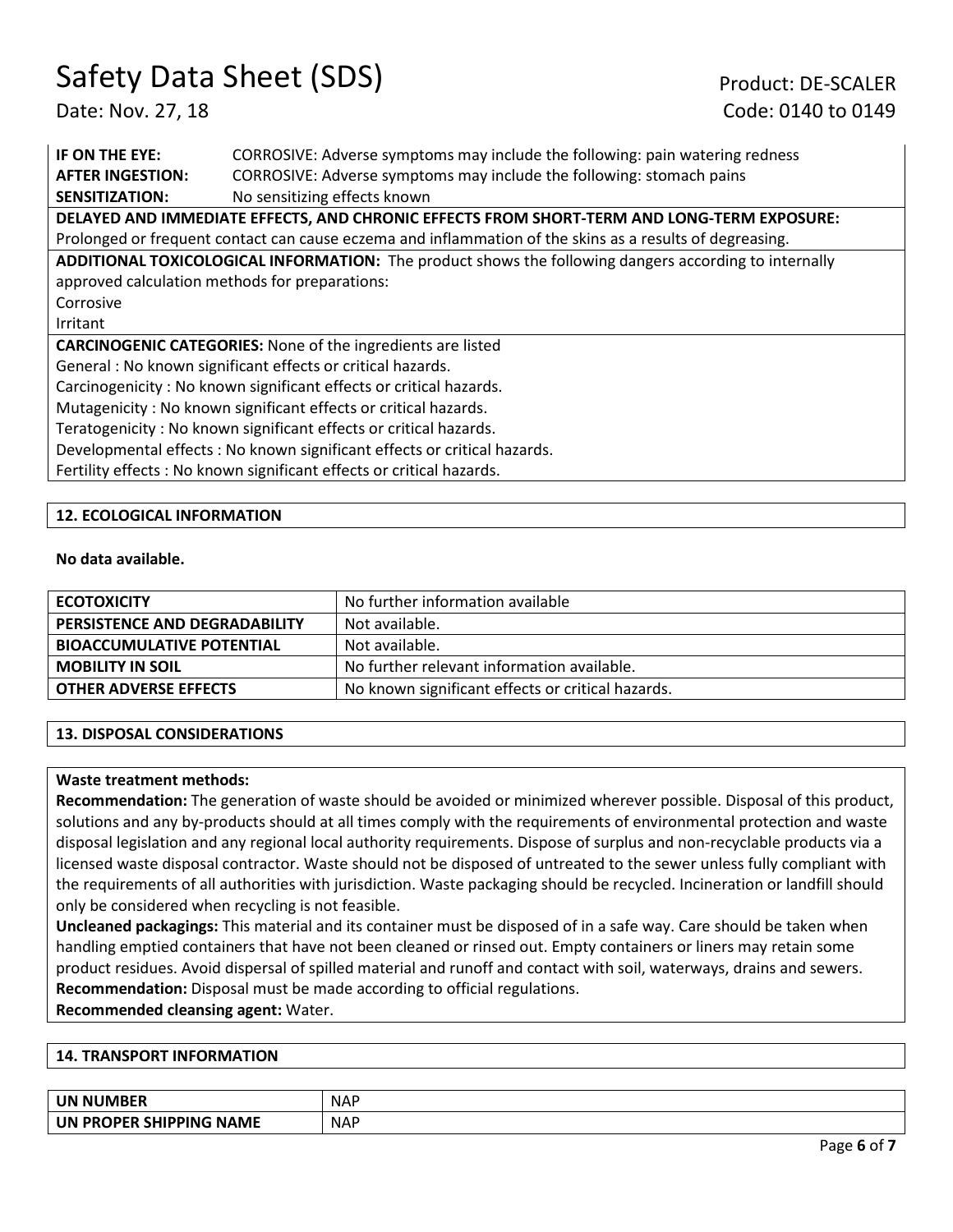**IF ON THE EYE:** CORROSIVE: Adverse symptoms may include the following: pain watering redness
**AFTER INGESTION:** CORROSIVE: Adverse symptoms may include the following: stomach pains
**SENSITIZATION:** No sensitizing effects known

**DELAYED AND IMMEDIATE EFFECTS, AND CHRONIC EFFECTS FROM SHORT-TERM AND LONG-TERM EXPOSURE:**
Prolonged or frequent contact can cause eczema and inflammation of the skins as a results of degreasing.

**ADDITIONAL TOXICOLOGICAL INFORMATION:** The product shows the following dangers according to internally approved calculation methods for preparations:
Corrosive
Irritant

**CARCINOGENIC CATEGORIES:** None of the ingredients are listed
General : No known significant effects or critical hazards.
Carcinogenicity : No known significant effects or critical hazards.
Mutagenicity : No known significant effects or critical hazards.
Teratogenicity : No known significant effects or critical hazards.
Developmental effects : No known significant effects or critical hazards.
Fertility effects : No known significant effects or critical hazards.

## 12. ECOLOGICAL INFORMATION

**No data available.**

| | |
|---|---|
| **ECOTOXICITY** | No further information available |
| **PERSISTENCE AND DEGRADABILITY** | Not available. |
| **BIOACCUMULATIVE POTENTIAL** | Not available. |
| **MOBILITY IN SOIL** | No further relevant information available. |
| **OTHER ADVERSE EFFECTS** | No known significant effects or critical hazards. |

## 13. DISPOSAL CONSIDERATIONS

**Waste treatment methods:**
**Recommendation:** The generation of waste should be avoided or minimized wherever possible. Disposal of this product, solutions and any by-products should at all times comply with the requirements of environmental protection and waste disposal legislation and any regional local authority requirements. Dispose of surplus and non-recyclable products via a licensed waste disposal contractor. Waste should not be disposed of untreated to the sewer unless fully compliant with the requirements of all authorities with jurisdiction. Waste packaging should be recycled. Incineration or landfill should only be considered when recycling is not feasible.
**Uncleaned packagings:** This material and its container must be disposed of in a safe way. Care should be taken when handling emptied containers that have not been cleaned or rinsed out. Empty containers or liners may retain some product residues. Avoid dispersal of spilled material and runoff and contact with soil, waterways, drains and sewers.
**Recommendation:** Disposal must be made according to official regulations.
**Recommended cleansing agent:** Water.

## 14. TRANSPORT INFORMATION

| | |
|---|---|
| **UN NUMBER** | NAP |
| **UN PROPER SHIPPING NAME** | NAP |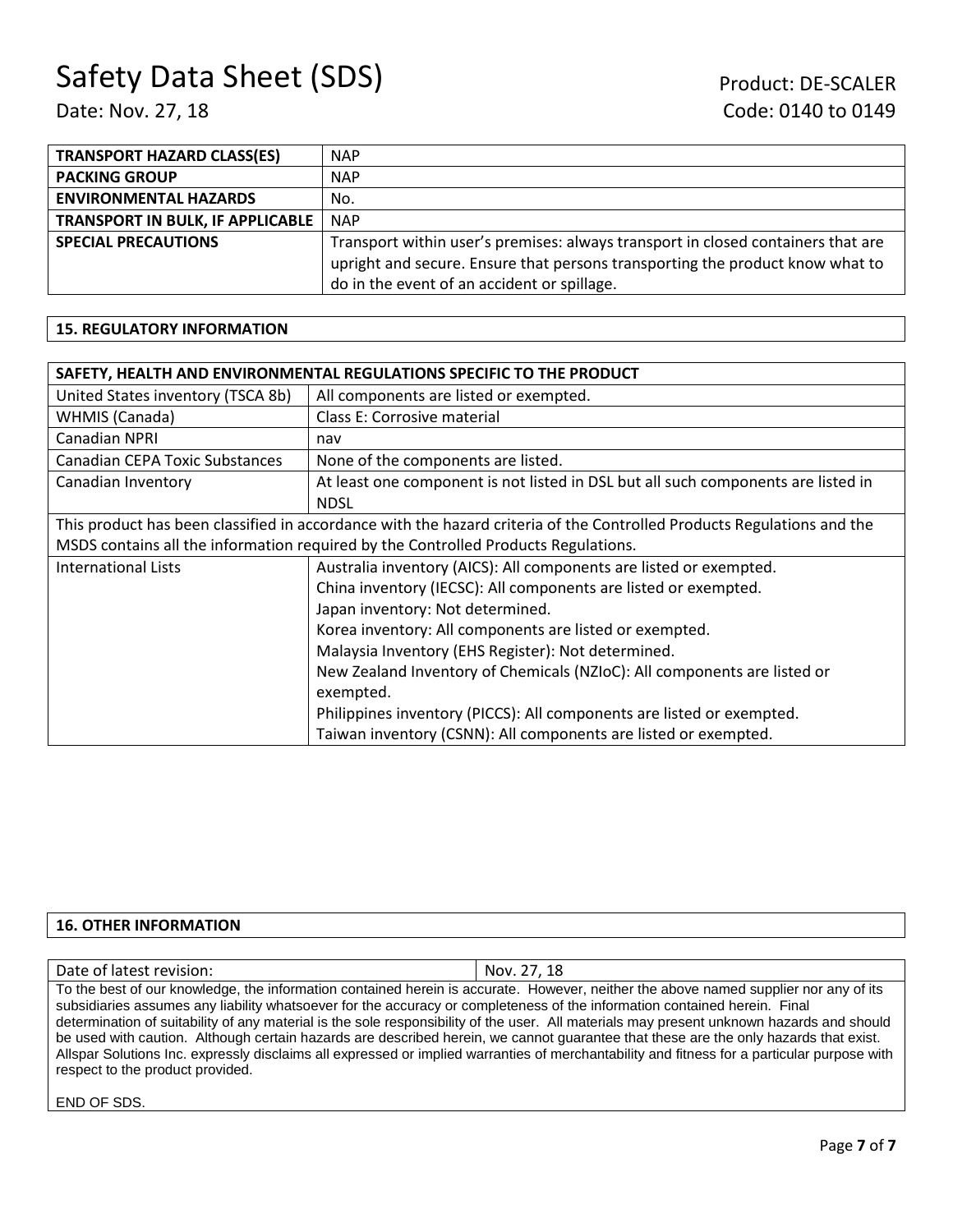| | |
|---|---|
| **TRANSPORT HAZARD CLASS(ES)** | NAP |
| **PACKING GROUP** | NAP |
| **ENVIRONMENTAL HAZARDS** | No. |
| **TRANSPORT IN BULK, IF APPLICABLE** | NAP |
| **SPECIAL PRECAUTIONS** | Transport within user's premises: always transport in closed containers that are upright and secure. Ensure that persons transporting the product know what to do in the event of an accident or spillage. |

## 15. REGULATORY INFORMATION

| **SAFETY, HEALTH AND ENVIRONMENTAL REGULATIONS SPECIFIC TO THE PRODUCT** | |
|---|---|
| United States inventory (TSCA 8b) | All components are listed or exempted. |
| WHMIS (Canada) | Class E: Corrosive material |
| Canadian NPRI | nav |
| Canadian CEPA Toxic Substances | None of the components are listed. |
| Canadian Inventory | At least one component is not listed in DSL but all such components are listed in NDSL |
| This product has been classified in accordance with the hazard criteria of the Controlled Products Regulations and the MSDS contains all the information required by the Controlled Products Regulations. | |
| International Lists | Australia inventory (AICS): All components are listed or exempted.<br>China inventory (IECSC): All components are listed or exempted.<br>Japan inventory: Not determined.<br>Korea inventory: All components are listed or exempted.<br>Malaysia Inventory (EHS Register): Not determined.<br>New Zealand Inventory of Chemicals (NZIoC): All components are listed or exempted.<br>Philippines inventory (PICCS): All components are listed or exempted.<br>Taiwan inventory (CSNN): All components are listed or exempted. |

## 16. OTHER INFORMATION

| | |
|---|---|
| Date of latest revision: | Nov. 27, 18 |

To the best of our knowledge, the information contained herein is accurate. However, neither the above named supplier nor any of its subsidiaries assumes any liability whatsoever for the accuracy or completeness of the information contained herein. Final determination of suitability of any material is the sole responsibility of the user. All materials may present unknown hazards and should be used with caution. Although certain hazards are described herein, we cannot guarantee that these are the only hazards that exist. Allspar Solutions Inc. expressly disclaims all expressed or implied warranties of merchantability and fitness for a particular purpose with respect to the product provided.

END OF SDS.